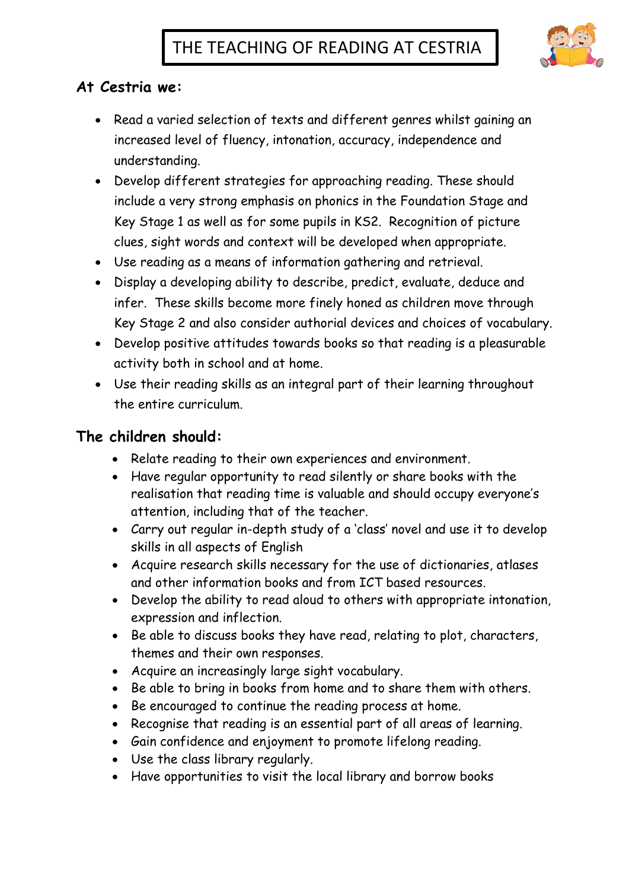# THE TEACHING OF READING AT CESTRIA

## At Cestria we:

- Read a varied selection of texts and different genres whilst gaining an increased level of fluency, intonation, accuracy, independence and understanding.
- Develop different strategies for approaching reading. These should include a very strong emphasis on phonics in the Foundation Stage and Key Stage 1 as well as for some pupils in KS2. Recognition of picture clues, sight words and context will be developed when appropriate.
- Use reading as a means of information gathering and retrieval.
- Display a developing ability to describe, predict, evaluate, deduce and infer. These skills become more finely honed as children move through Key Stage 2 and also consider authorial devices and choices of vocabulary.
- Develop positive attitudes towards books so that reading is a pleasurable activity both in school and at home.
- Use their reading skills as an integral part of their learning throughout the entire curriculum.

## The children should:

- Relate reading to their own experiences and environment.
- Have regular opportunity to read silently or share books with the realisation that reading time is valuable and should occupy everyone's attention, including that of the teacher.
- Carry out regular in-depth study of a 'class' novel and use it to develop skills in all aspects of English
- Acquire research skills necessary for the use of dictionaries, atlases and other information books and from ICT based resources.
- Develop the ability to read aloud to others with appropriate intonation, expression and inflection.
- Be able to discuss books they have read, relating to plot, characters, themes and their own responses.
- Acquire an increasingly large sight vocabulary.
- Be able to bring in books from home and to share them with others.
- Be encouraged to continue the reading process at home.
- Recognise that reading is an essential part of all areas of learning.
- Gain confidence and enjoyment to promote lifelong reading.
- Use the class library regularly.
- Have opportunities to visit the local library and borrow books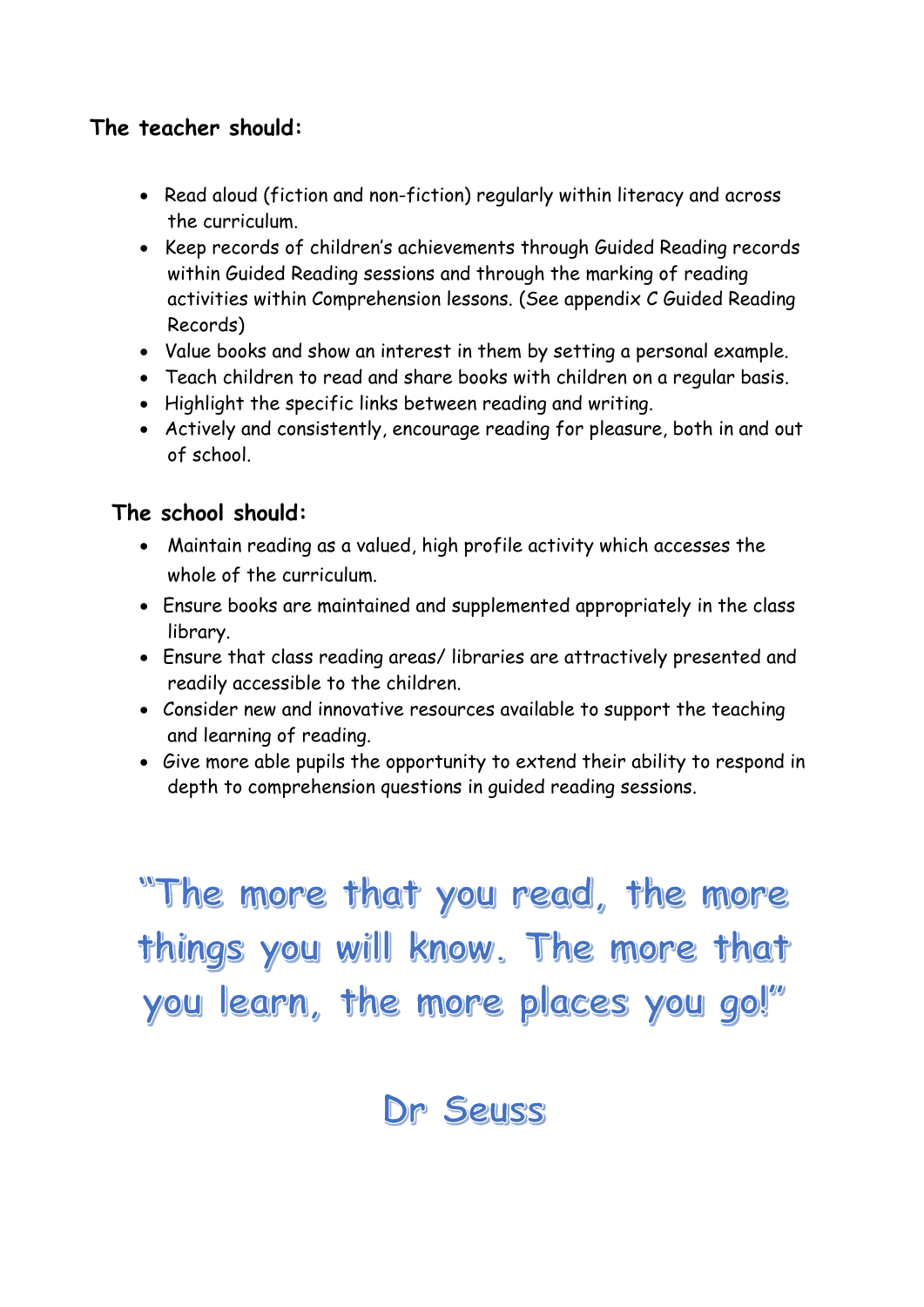**The teacher should:**

- Read aloud (fiction and non-fiction) regularly within literacy and across the curriculum.
- Keep records of children's achievements through Guided Reading records within Guided Reading sessions and through the marking of reading activities within Comprehension lessons. (See appendix C Guided Reading Records)
- Value books and show an interest in them by setting a personal example.
- Teach children to read and share books with children on a regular basis.
- Highlight the specific links between reading and writing.
- Actively and consistently, encourage reading for pleasure, both in and out of school.

**The school should:**

- Maintain reading as a valued, high profile activity which accesses the whole of the curriculum.
- Ensure books are maintained and supplemented appropriately in the class library.
- Ensure that class reading areas/ libraries are attractively presented and readily accessible to the children.
- Consider new and innovative resources available to support the teaching and learning of reading.
- Give more able pupils the opportunity to extend their ability to respond in depth to comprehension questions in guided reading sessions.

"The more that you read, the more things you will know. The more that you learn, the more places you go!"

Dr Seuss